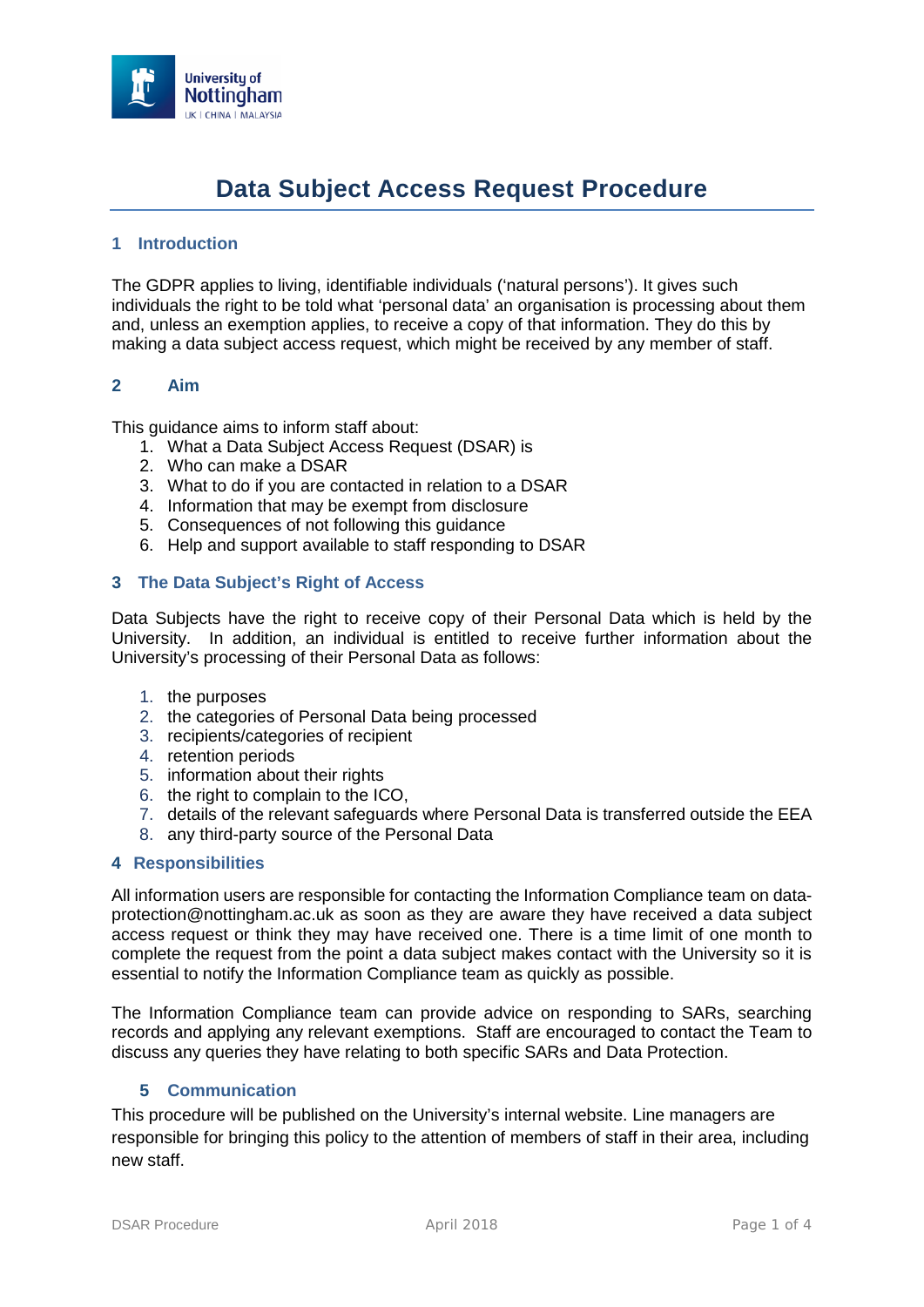# Data Subject Access Request Procedure

## 1 Introduction

The GDPR applies to living, identifiable individuals ('natural persons'). It gives such individuals the right to be told what 'personal data' an organisation is processing about them and, unless an exemption applies, to receive a copy of that information. They do this by making a data subject access request, which might be received by any member of staff.

## 2 Aim

This guidance aims to inform staff about:

1. What a Data Subject Access Request (DSAR) is
2. Who can make a DSAR
3. What to do if you are contacted in relation to a DSAR
4. Information that may be exempt from disclosure
5. Consequences of not following this guidance
6. Help and support available to staff responding to DSAR

## 3 The Data Subject's Right of Access

Data Subjects have the right to receive copy of their Personal Data which is held by the University. In addition, an individual is entitled to receive further information about the University's processing of their Personal Data as follows:

1. the purposes
2. the categories of Personal Data being processed
3. recipients/categories of recipient
4. retention periods
5. information about their rights
6. the right to complain to the ICO,
7. details of the relevant safeguards where Personal Data is transferred outside the EEA
8. any third-party source of the Personal Data

## 4 Responsibilities

All information users are responsible for contacting the Information Compliance team on data-protection@nottingham.ac.uk as soon as they are aware they have received a data subject access request or think they may have received one. There is a time limit of one month to complete the request from the point a data subject makes contact with the University so it is essential to notify the Information Compliance team as quickly as possible.

The Information Compliance team can provide advice on responding to SARs, searching records and applying any relevant exemptions. Staff are encouraged to contact the Team to discuss any queries they have relating to both specific SARs and Data Protection.

## 5 Communication

This procedure will be published on the University's internal website. Line managers are responsible for bringing this policy to the attention of members of staff in their area, including new staff.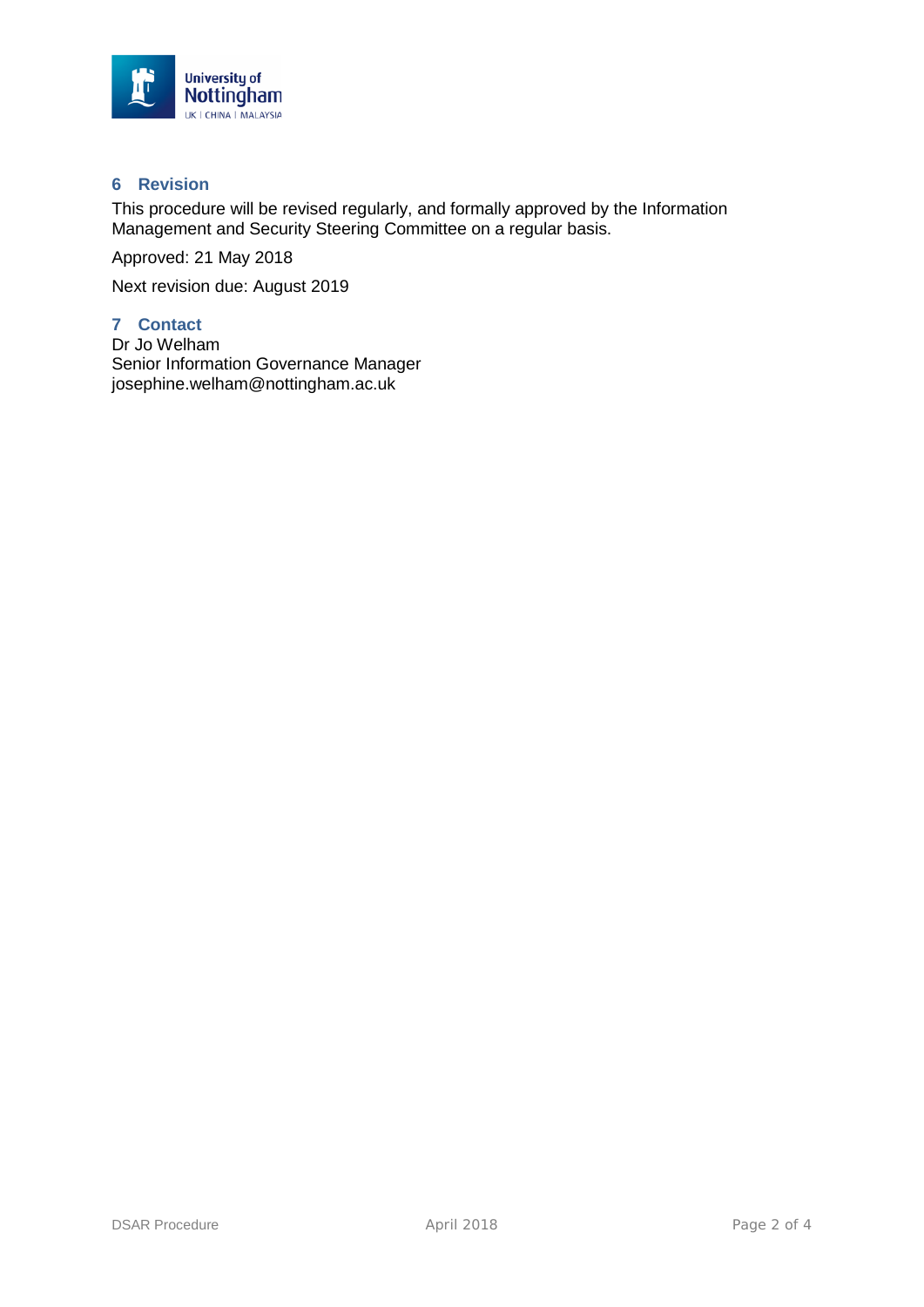## 6 Revision

This procedure will be revised regularly, and formally approved by the Information Management and Security Steering Committee on a regular basis.

Approved: 21 May 2018

Next revision due: August 2019

## 7 Contact

Dr Jo Welham
Senior Information Governance Manager
josephine.welham@nottingham.ac.uk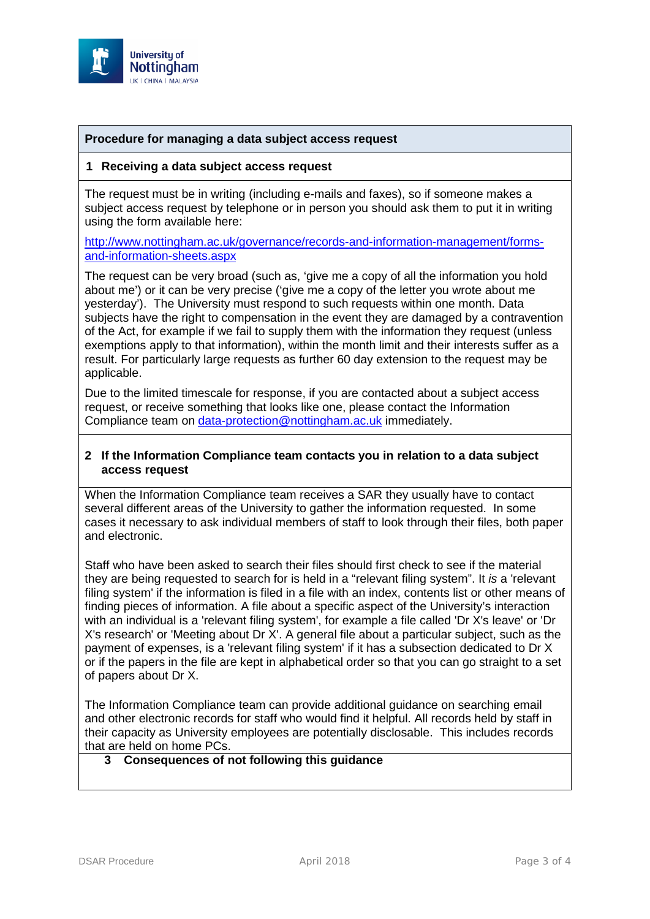## Procedure for managing a data subject access request

### 1 Receiving a data subject access request

The request must be in writing (including e-mails and faxes), so if someone makes a subject access request by telephone or in person you should ask them to put it in writing using the form available here:

http://www.nottingham.ac.uk/governance/records-and-information-management/forms-and-information-sheets.aspx

The request can be very broad (such as, 'give me a copy of all the information you hold about me') or it can be very precise ('give me a copy of the letter you wrote about me yesterday'). The University must respond to such requests within one month. Data subjects have the right to compensation in the event they are damaged by a contravention of the Act, for example if we fail to supply them with the information they request (unless exemptions apply to that information), within the month limit and their interests suffer as a result. For particularly large requests as further 60 day extension to the request may be applicable.

Due to the limited timescale for response, if you are contacted about a subject access request, or receive something that looks like one, please contact the Information Compliance team on data-protection@nottingham.ac.uk immediately.

### 2 If the Information Compliance team contacts you in relation to a data subject access request

When the Information Compliance team receives a SAR they usually have to contact several different areas of the University to gather the information requested. In some cases it necessary to ask individual members of staff to look through their files, both paper and electronic.

Staff who have been asked to search their files should first check to see if the material they are being requested to search for is held in a "relevant filing system". It *is* a 'relevant filing system' if the information is filed in a file with an index, contents list or other means of finding pieces of information. A file about a specific aspect of the University's interaction with an individual is a 'relevant filing system', for example a file called 'Dr X's leave' or 'Dr X's research' or 'Meeting about Dr X'. A general file about a particular subject, such as the payment of expenses, is a 'relevant filing system' if it has a subsection dedicated to Dr X or if the papers in the file are kept in alphabetical order so that you can go straight to a set of papers about Dr X.

The Information Compliance team can provide additional guidance on searching email and other electronic records for staff who would find it helpful. All records held by staff in their capacity as University employees are potentially disclosable. This includes records that are held on home PCs.

### 3 Consequences of not following this guidance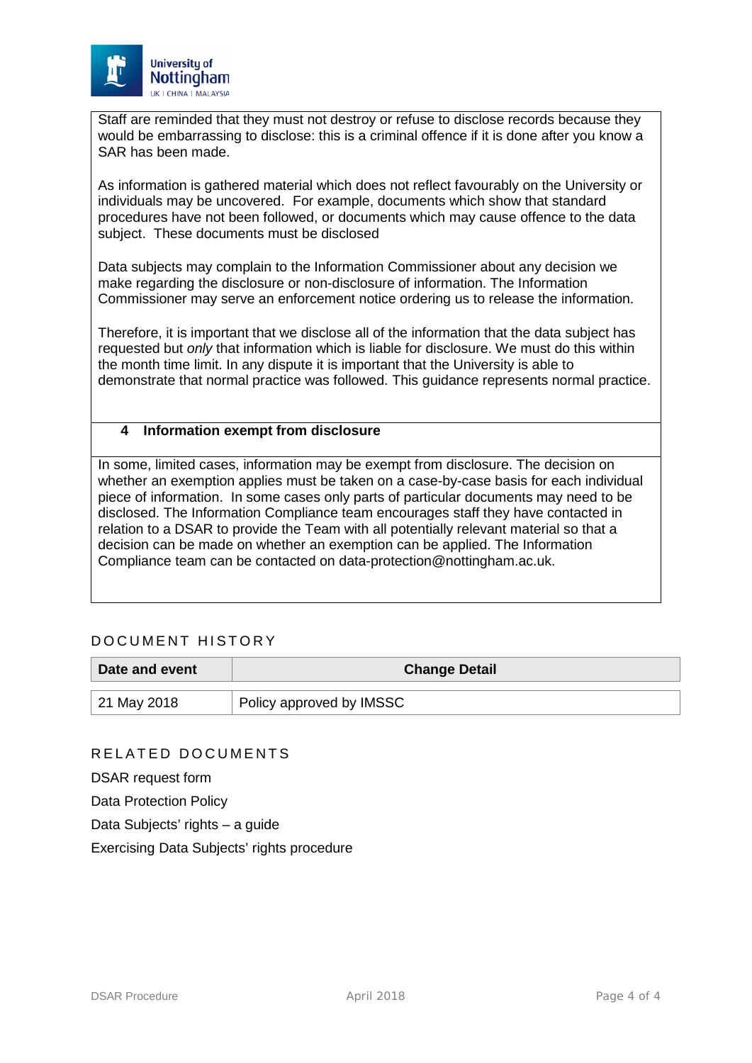Staff are reminded that they must not destroy or refuse to disclose records because they would be embarrassing to disclose: this is a criminal offence if it is done after you know a SAR has been made.

As information is gathered material which does not reflect favourably on the University or individuals may be uncovered. For example, documents which show that standard procedures have not been followed, or documents which may cause offence to the data subject. These documents must be disclosed

Data subjects may complain to the Information Commissioner about any decision we make regarding the disclosure or non-disclosure of information. The Information Commissioner may serve an enforcement notice ordering us to release the information.

Therefore, it is important that we disclose all of the information that the data subject has requested but *only* that information which is liable for disclosure. We must do this within the month time limit. In any dispute it is important that the University is able to demonstrate that normal practice was followed. This guidance represents normal practice.

## 4 Information exempt from disclosure

In some, limited cases, information may be exempt from disclosure. The decision on whether an exemption applies must be taken on a case-by-case basis for each individual piece of information. In some cases only parts of particular documents may need to be disclosed. The Information Compliance team encourages staff they have contacted in relation to a DSAR to provide the Team with all potentially relevant material so that a decision can be made on whether an exemption can be applied. The Information Compliance team can be contacted on data-protection@nottingham.ac.uk.

## DOCUMENT HISTORY

| Date and event | Change Detail |
|---|---|
| 21 May 2018 | Policy approved by IMSSC |

## RELATED DOCUMENTS

DSAR request form

Data Protection Policy

Data Subjects' rights – a guide

Exercising Data Subjects' rights procedure